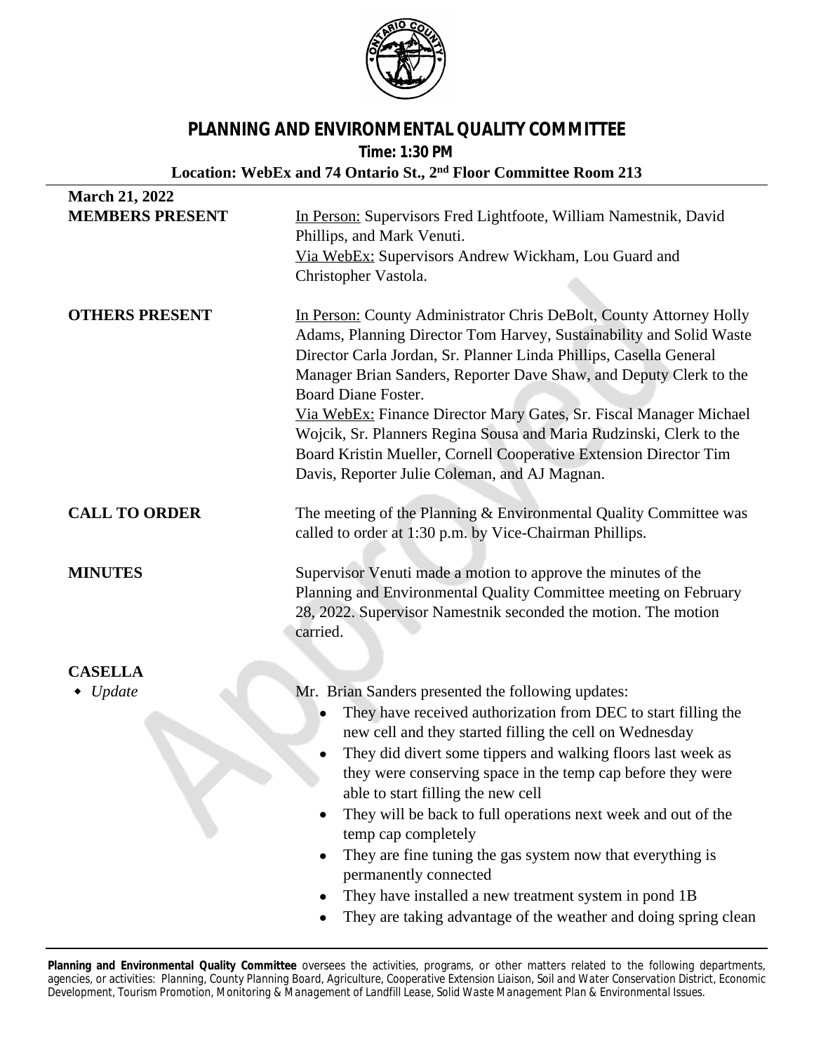# PLANNING AND ENVIRONMENTAL QUALITY COMMITTEE

**Time: 1:30 PM**

**Location: WebEx and 74 Ontario St., 2nd Floor Committee Room 213**

**March 21, 2022**

**MEMBERS PRESENT**

In Person: Supervisors Fred Lightfoote, William Namestnik, David Phillips, and Mark Venuti.
Via WebEx: Supervisors Andrew Wickham, Lou Guard and Christopher Vastola.

**OTHERS PRESENT**

In Person: County Administrator Chris DeBolt, County Attorney Holly Adams, Planning Director Tom Harvey, Sustainability and Solid Waste Director Carla Jordan, Sr. Planner Linda Phillips, Casella General Manager Brian Sanders, Reporter Dave Shaw, and Deputy Clerk to the Board Diane Foster.
Via WebEx: Finance Director Mary Gates, Sr. Fiscal Manager Michael Wojcik, Sr. Planners Regina Sousa and Maria Rudzinski, Clerk to the Board Kristin Mueller, Cornell Cooperative Extension Director Tim Davis, Reporter Julie Coleman, and AJ Magnan.

**CALL TO ORDER**

The meeting of the Planning & Environmental Quality Committee was called to order at 1:30 p.m. by Vice-Chairman Phillips.

**MINUTES**

Supervisor Venuti made a motion to approve the minutes of the Planning and Environmental Quality Committee meeting on February 28, 2022. Supervisor Namestnik seconded the motion. The motion carried.

**CASELLA**

- *Update*

Mr. Brian Sanders presented the following updates:

- They have received authorization from DEC to start filling the new cell and they started filling the cell on Wednesday
- They did divert some tippers and walking floors last week as they were conserving space in the temp cap before they were able to start filling the new cell
- They will be back to full operations next week and out of the temp cap completely
- They are fine tuning the gas system now that everything is permanently connected
- They have installed a new treatment system in pond 1B
- They are taking advantage of the weather and doing spring clean

**Planning and Environmental Quality Committee** oversees the activities, programs, or other matters related to the following departments, agencies, or activities: Planning, County Planning Board, Agriculture, Cooperative Extension Liaison, Soil and Water Conservation District, Economic Development, Tourism Promotion, Monitoring & Management of Landfill Lease, Solid Waste Management Plan & Environmental Issues.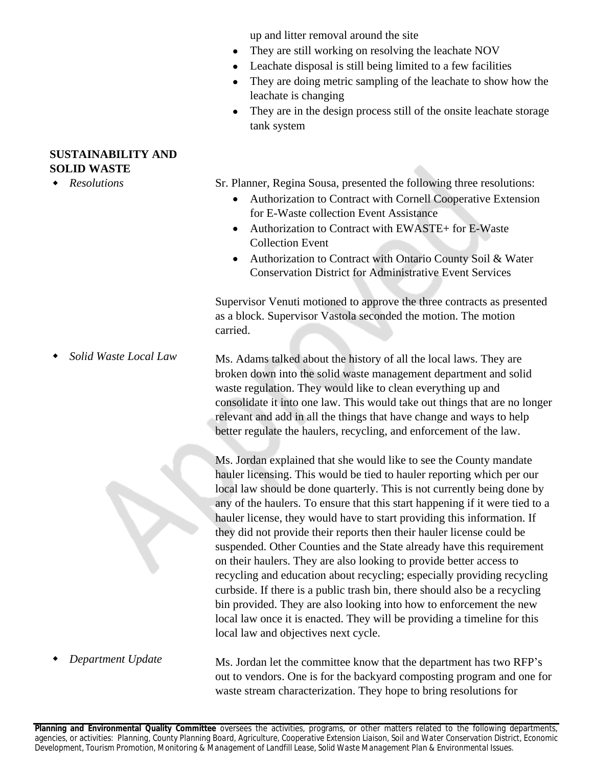up and litter removal around the site

- They are still working on resolving the leachate NOV
- Leachate disposal is still being limited to a few facilities
- They are doing metric sampling of the leachate to show how the leachate is changing
- They are in the design process still of the onsite leachate storage tank system

**SUSTAINABILITY AND SOLID WASTE**

- *Resolutions*

Sr. Planner, Regina Sousa, presented the following three resolutions:

- Authorization to Contract with Cornell Cooperative Extension for E-Waste collection Event Assistance
- Authorization to Contract with EWASTE+ for E-Waste Collection Event
- Authorization to Contract with Ontario County Soil & Water Conservation District for Administrative Event Services

Supervisor Venuti motioned to approve the three contracts as presented as a block. Supervisor Vastola seconded the motion. The motion carried.

- *Solid Waste Local Law*

Ms. Adams talked about the history of all the local laws. They are broken down into the solid waste management department and solid waste regulation. They would like to clean everything up and consolidate it into one law. This would take out things that are no longer relevant and add in all the things that have change and ways to help better regulate the haulers, recycling, and enforcement of the law.

Ms. Jordan explained that she would like to see the County mandate hauler licensing. This would be tied to hauler reporting which per our local law should be done quarterly. This is not currently being done by any of the haulers. To ensure that this start happening if it were tied to a hauler license, they would have to start providing this information. If they did not provide their reports then their hauler license could be suspended. Other Counties and the State already have this requirement on their haulers. They are also looking to provide better access to recycling and education about recycling; especially providing recycling curbside. If there is a public trash bin, there should also be a recycling bin provided. They are also looking into how to enforcement the new local law once it is enacted. They will be providing a timeline for this local law and objectives next cycle.

- *Department Update*

Ms. Jordan let the committee know that the department has two RFP's out to vendors. One is for the backyard composting program and one for waste stream characterization. They hope to bring resolutions for

**Planning and Environmental Quality Committee** oversees the activities, programs, or other matters related to the following departments, agencies, or activities: Planning, County Planning Board, Agriculture, Cooperative Extension Liaison, Soil and Water Conservation District, Economic Development, Tourism Promotion, Monitoring & Management of Landfill Lease, Solid Waste Management Plan & Environmental Issues.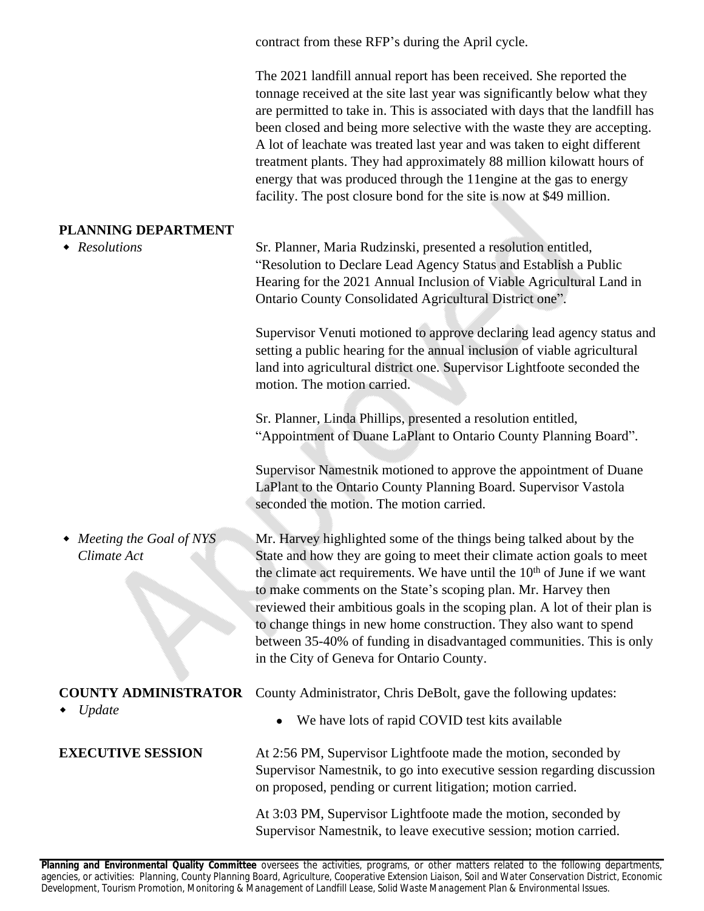contract from these RFP's during the April cycle.

The 2021 landfill annual report has been received. She reported the tonnage received at the site last year was significantly below what they are permitted to take in. This is associated with days that the landfill has been closed and being more selective with the waste they are accepting. A lot of leachate was treated last year and was taken to eight different treatment plants. They had approximately 88 million kilowatt hours of energy that was produced through the 11engine at the gas to energy facility. The post closure bond for the site is now at $49 million.

## PLANNING DEPARTMENT

- *Resolutions*

Sr. Planner, Maria Rudzinski, presented a resolution entitled, "Resolution to Declare Lead Agency Status and Establish a Public Hearing for the 2021 Annual Inclusion of Viable Agricultural Land in Ontario County Consolidated Agricultural District one".

Supervisor Venuti motioned to approve declaring lead agency status and setting a public hearing for the annual inclusion of viable agricultural land into agricultural district one. Supervisor Lightfoote seconded the motion. The motion carried.

Sr. Planner, Linda Phillips, presented a resolution entitled, "Appointment of Duane LaPlant to Ontario County Planning Board".

Supervisor Namestnik motioned to approve the appointment of Duane LaPlant to the Ontario County Planning Board. Supervisor Vastola seconded the motion. The motion carried.

- *Meeting the Goal of NYS Climate Act*

Mr. Harvey highlighted some of the things being talked about by the State and how they are going to meet their climate action goals to meet the climate act requirements. We have until the 10th of June if we want to make comments on the State's scoping plan. Mr. Harvey then reviewed their ambitious goals in the scoping plan. A lot of their plan is to change things in new home construction. They also want to spend between 35-40% of funding in disadvantaged communities. This is only in the City of Geneva for Ontario County.

## COUNTY ADMINISTRATOR

- *Update*

County Administrator, Chris DeBolt, gave the following updates:

- We have lots of rapid COVID test kits available

## EXECUTIVE SESSION

At 2:56 PM, Supervisor Lightfoote made the motion, seconded by Supervisor Namestnik, to go into executive session regarding discussion on proposed, pending or current litigation; motion carried.

At 3:03 PM, Supervisor Lightfoote made the motion, seconded by Supervisor Namestnik, to leave executive session; motion carried.

**Planning and Environmental Quality Committee** oversees the activities, programs, or other matters related to the following departments, agencies, or activities: Planning, County Planning Board, Agriculture, Cooperative Extension Liaison, Soil and Water Conservation District, Economic Development, Tourism Promotion, Monitoring & Management of Landfill Lease, Solid Waste Management Plan & Environmental Issues.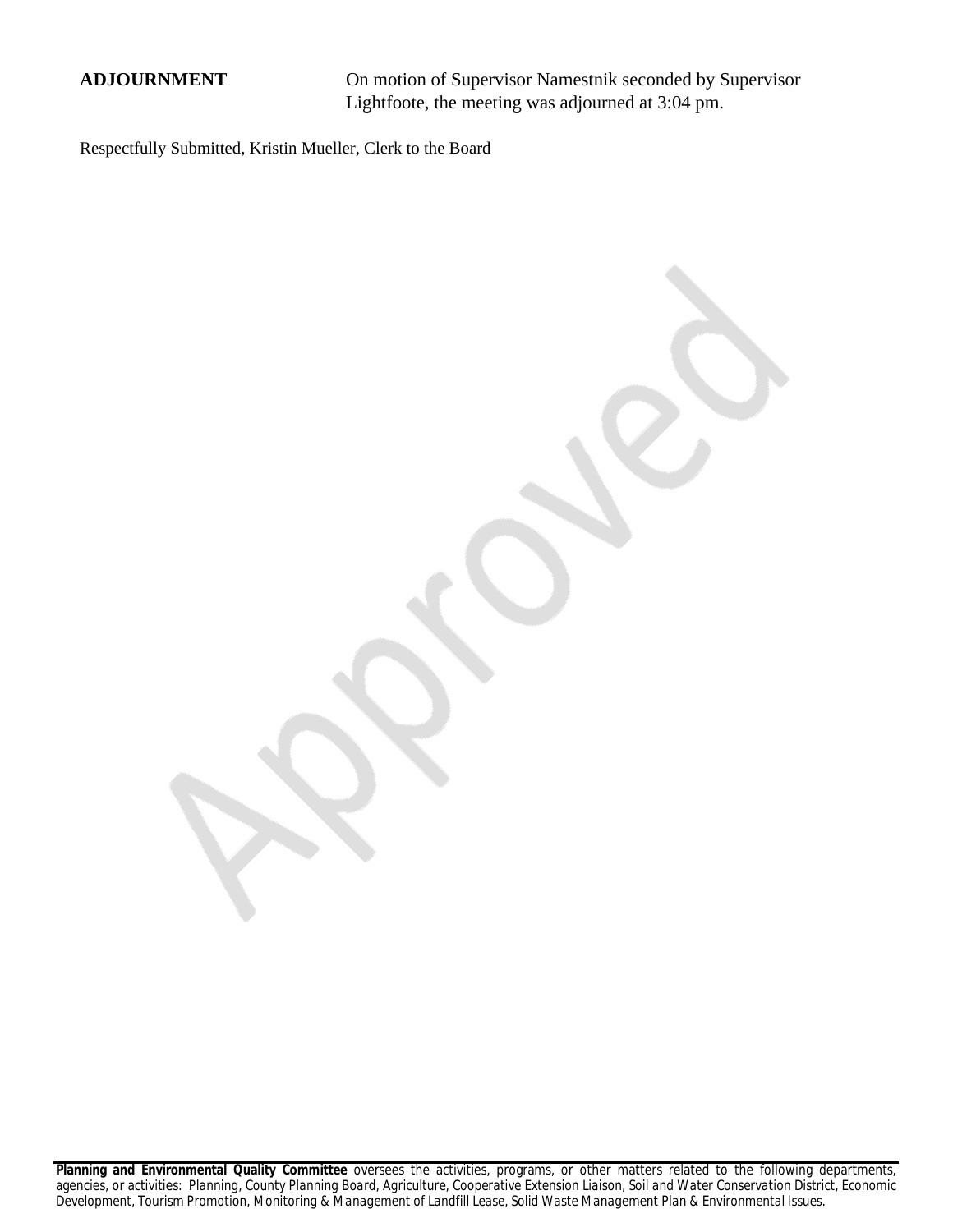**ADJOURNMENT** On motion of Supervisor Namestnik seconded by Supervisor Lightfoote, the meeting was adjourned at 3:04 pm.

Respectfully Submitted, Kristin Mueller, Clerk to the Board

Approved

**Planning and Environmental Quality Committee** oversees the activities, programs, or other matters related to the following departments, agencies, or activities: Planning, County Planning Board, Agriculture, Cooperative Extension Liaison, Soil and Water Conservation District, Economic Development, Tourism Promotion, Monitoring & Management of Landfill Lease, Solid Waste Management Plan & Environmental Issues.